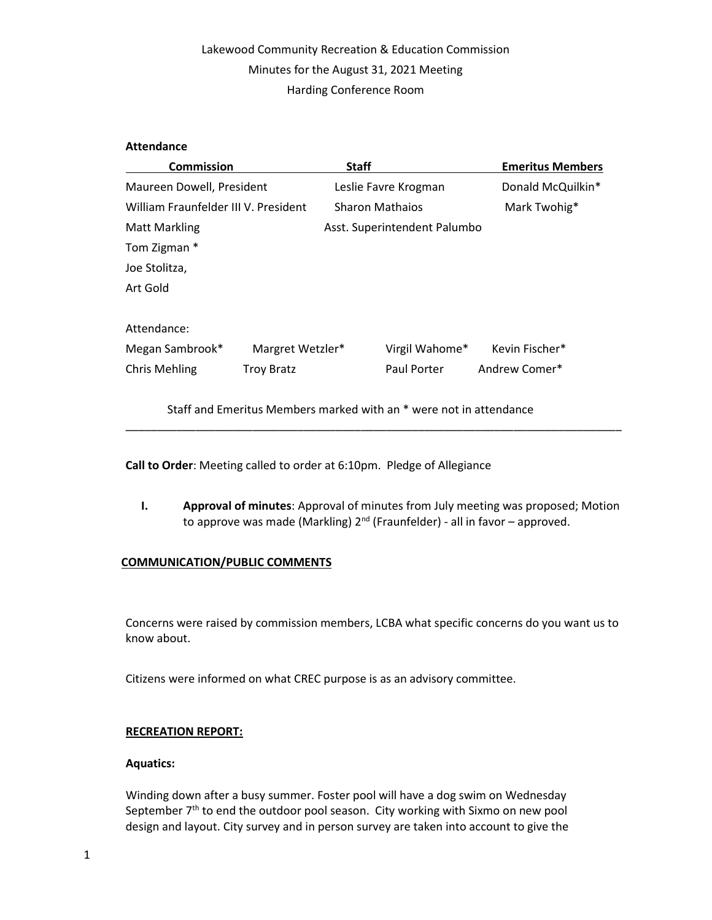Lakewood Community Recreation & Education Commission
Minutes for the August 31, 2021 Meeting
Harding Conference Room

**Attendance**

| Commission | Staff | Emeritus Members |
|---|---|---|
| Maureen Dowell, President | Leslie Favre Krogman | Donald McQuilkin* |
| William Fraunfelder III V. President | Sharon Mathaios | Mark Twohig* |
| Matt Markling | Asst. Superintendent Palumbo | |
| Tom Zigman * | | |
| Joe Stolitza, | | |
| Art Gold | | |

Attendance:

| | | | |
|---|---|---|---|
| Megan Sambrook* | Margret Wetzler* | Virgil Wahome* | Kevin Fischer* |
| Chris Mehling | Troy Bratz | Paul Porter | Andrew Comer* |

Staff and Emeritus Members marked with an * were not in attendance

---

**Call to Order**: Meeting called to order at 6:10pm. Pledge of Allegiance

I. **Approval of minutes**: Approval of minutes from July meeting was proposed; Motion to approve was made (Markling) 2nd (Fraunfelder) - all in favor – approved.

**COMMUNICATION/PUBLIC COMMENTS**

Concerns were raised by commission members, LCBA what specific concerns do you want us to know about.

Citizens were informed on what CREC purpose is as an advisory committee.

**RECREATION REPORT:**

**Aquatics:**

Winding down after a busy summer. Foster pool will have a dog swim on Wednesday September 7th to end the outdoor pool season. City working with Sixmo on new pool design and layout. City survey and in person survey are taken into account to give the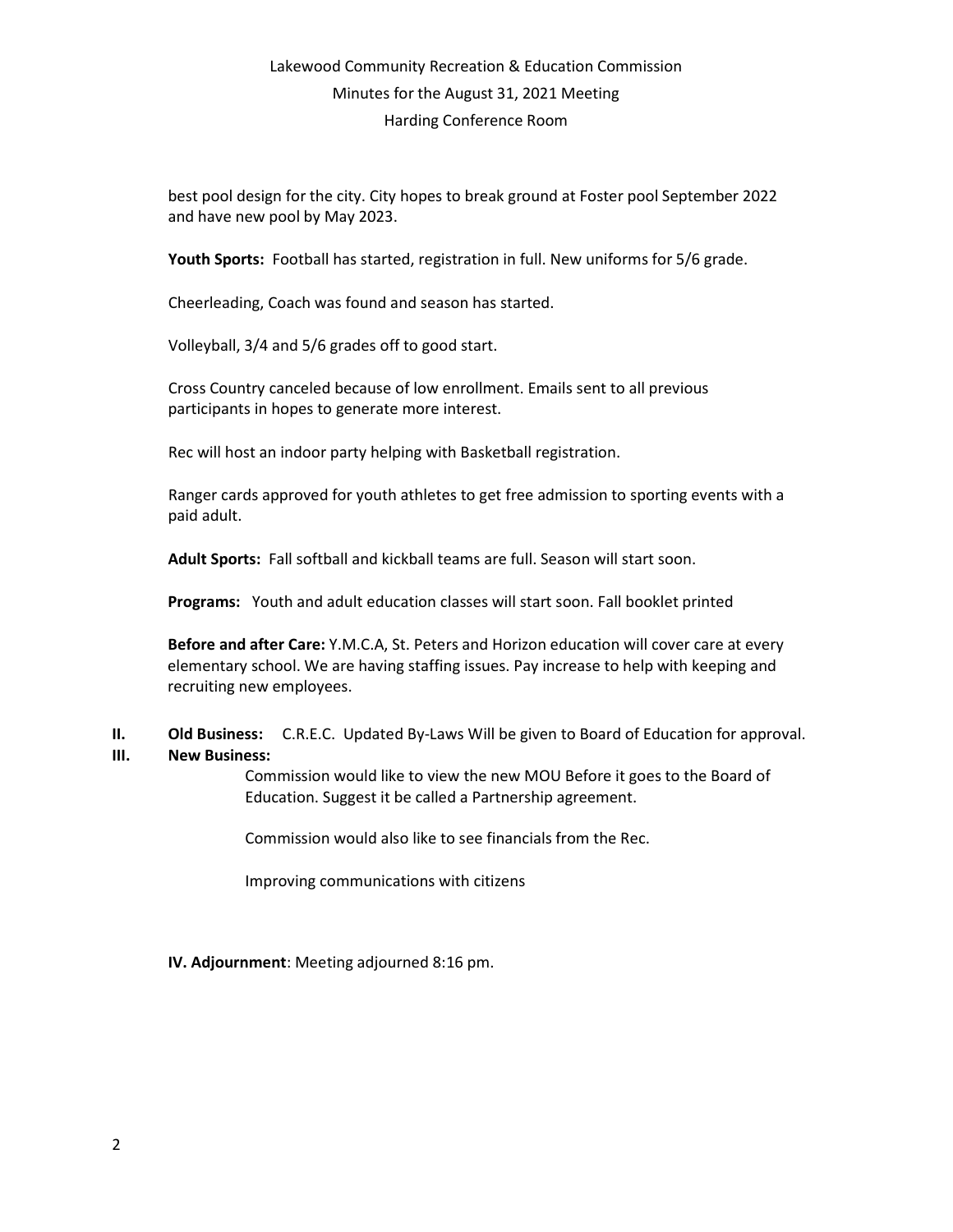best pool design for the city. City hopes to break ground at Foster pool September 2022 and have new pool by May 2023.

**Youth Sports:** Football has started, registration in full. New uniforms for 5/6 grade.

Cheerleading, Coach was found and season has started.

Volleyball, 3/4 and 5/6 grades off to good start.

Cross Country canceled because of low enrollment. Emails sent to all previous participants in hopes to generate more interest.

Rec will host an indoor party helping with Basketball registration.

Ranger cards approved for youth athletes to get free admission to sporting events with a paid adult.

**Adult Sports:** Fall softball and kickball teams are full. Season will start soon.

**Programs:** Youth and adult education classes will start soon. Fall booklet printed

**Before and after Care:** Y.M.C.A, St. Peters and Horizon education will cover care at every elementary school. We are having staffing issues. Pay increase to help with keeping and recruiting new employees.

**II. Old Business:** C.R.E.C. Updated By-Laws Will be given to Board of Education for approval.

**III. New Business:**

Commission would like to view the new MOU Before it goes to the Board of Education. Suggest it be called a Partnership agreement.

Commission would also like to see financials from the Rec.

Improving communications with citizens

**IV. Adjournment**: Meeting adjourned 8:16 pm.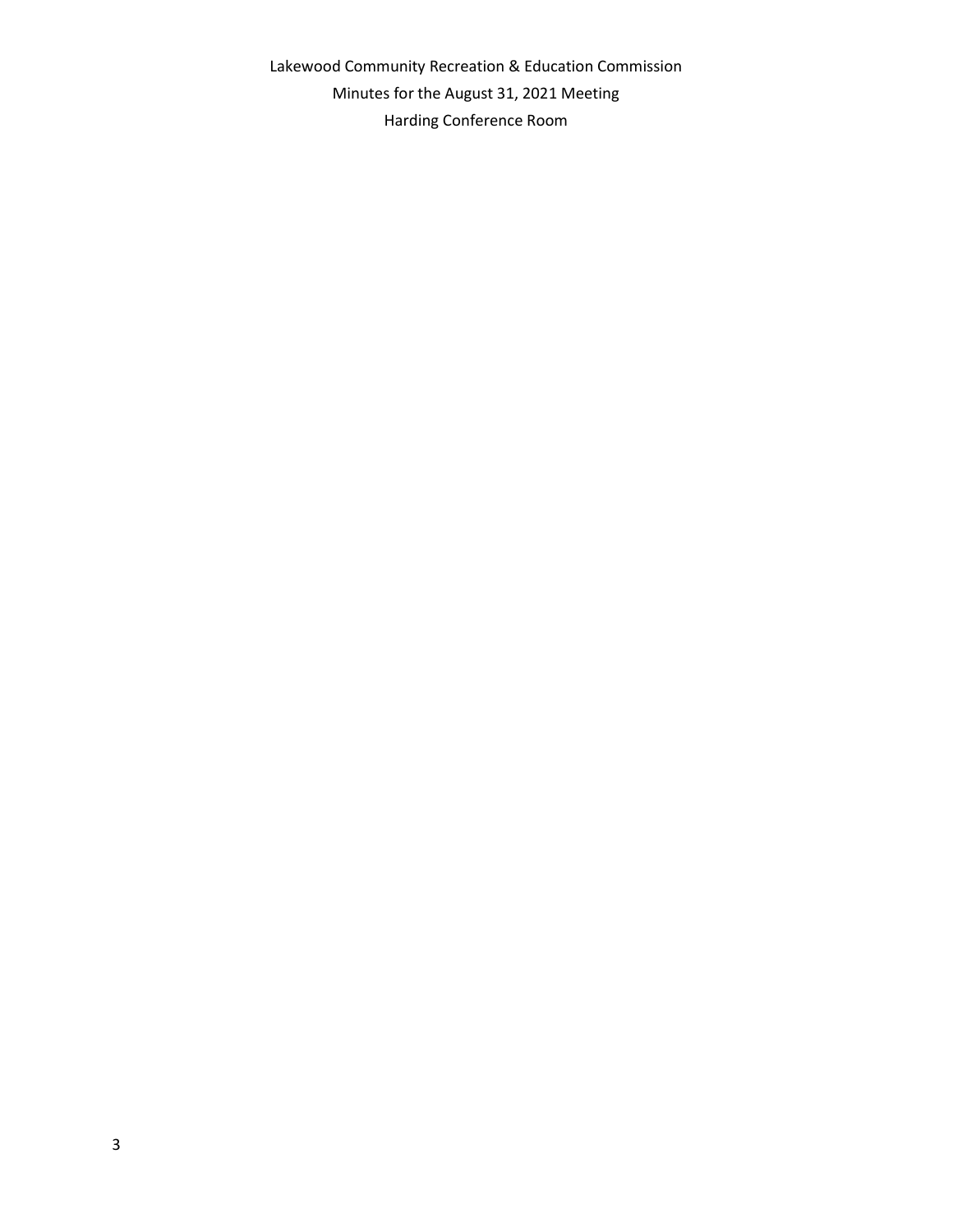Lakewood Community Recreation & Education Commission

Minutes for the August 31, 2021 Meeting

Harding Conference Room